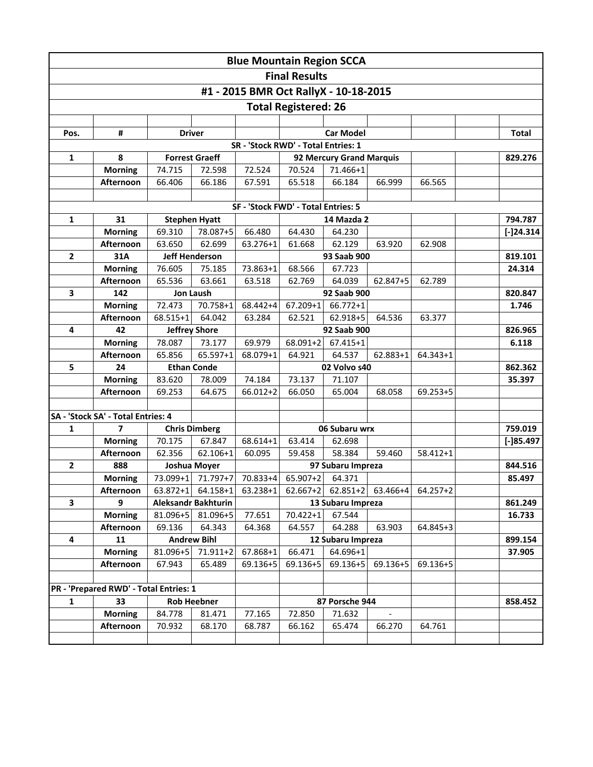# Blue Mountain Region SCCA

## Final Results

## #1 - 2015 BMR Oct RallyX - 10-18-2015

## Total Registered: 26

| Pos. | # | Driver | | | | Car Model | | | | Total |
|---|---|---|---|---|---|---|---|---|---|---|
| | | | | | | | | | | |
| SR - 'Stock RWD' - Total Entries: 1 | | | | | | | | | | |
| 1 | 8 | Forrest Graeff | | | 92 Mercury Grand Marquis | | | | | 829.276 |
| | Morning | 74.715 | 72.598 | 72.524 | 70.524 | 71.466+1 | | | | |
| | Afternoon | 66.406 | 66.186 | 67.591 | 65.518 | 66.184 | 66.999 | 66.565 | | |
| | | | | | | | | | | |
| SF - 'Stock FWD' - Total Entries: 5 | | | | | | | | | | |
| 1 | 31 | Stephen Hyatt | | | | 14 Mazda 2 | | | | 794.787 |
| | Morning | 69.310 | 78.087+5 | 66.480 | 64.430 | 64.230 | | | | [-]24.314 |
| | Afternoon | 63.650 | 62.699 | 63.276+1 | 61.668 | 62.129 | 63.920 | 62.908 | | |
| 2 | 31A | Jeff Henderson | | | | 93 Saab 900 | | | | 819.101 |
| | Morning | 76.605 | 75.185 | 73.863+1 | 68.566 | 67.723 | | | | 24.314 |
| | Afternoon | 65.536 | 63.661 | 63.518 | 62.769 | 64.039 | 62.847+5 | 62.789 | | |
| 3 | 142 | Jon Laush | | | | 92 Saab 900 | | | | 820.847 |
| | Morning | 72.473 | 70.758+1 | 68.442+4 | 67.209+1 | 66.772+1 | | | | 1.746 |
| | Afternoon | 68.515+1 | 64.042 | 63.284 | 62.521 | 62.918+5 | 64.536 | 63.377 | | |
| 4 | 42 | Jeffrey Shore | | | | 92 Saab 900 | | | | 826.965 |
| | Morning | 78.087 | 73.177 | 69.979 | 68.091+2 | 67.415+1 | | | | 6.118 |
| | Afternoon | 65.856 | 65.597+1 | 68.079+1 | 64.921 | 64.537 | 62.883+1 | 64.343+1 | | |
| 5 | 24 | Ethan Conde | | | | 02 Volvo s40 | | | | 862.362 |
| | Morning | 83.620 | 78.009 | 74.184 | 73.137 | 71.107 | | | | 35.397 |
| | Afternoon | 69.253 | 64.675 | 66.012+2 | 66.050 | 65.004 | 68.058 | 69.253+5 | | |
| | | | | | | | | | | |
| SA - 'Stock SA' - Total Entries: 4 | | | | | | | | | | |
| 1 | 7 | Chris Dimberg | | | | 06 Subaru wrx | | | | 759.019 |
| | Morning | 70.175 | 67.847 | 68.614+1 | 63.414 | 62.698 | | | | [-]85.497 |
| | Afternoon | 62.356 | 62.106+1 | 60.095 | 59.458 | 58.384 | 59.460 | 58.412+1 | | |
| 2 | 888 | Joshua Moyer | | | | 97 Subaru Impreza | | | | 844.516 |
| | Morning | 73.099+1 | 71.797+7 | 70.833+4 | 65.907+2 | 64.371 | | | | 85.497 |
| | Afternoon | 63.872+1 | 64.158+1 | 63.238+1 | 62.667+2 | 62.851+2 | 63.466+4 | 64.257+2 | | |
| 3 | 9 | Aleksandr Bakhturin | | | | 13 Subaru Impreza | | | | 861.249 |
| | Morning | 81.096+5 | 81.096+5 | 77.651 | 70.422+1 | 67.544 | | | | 16.733 |
| | Afternoon | 69.136 | 64.343 | 64.368 | 64.557 | 64.288 | 63.903 | 64.845+3 | | |
| 4 | 11 | Andrew Bihl | | | | 12 Subaru Impreza | | | | 899.154 |
| | Morning | 81.096+5 | 71.911+2 | 67.868+1 | 66.471 | 64.696+1 | | | | 37.905 |
| | Afternoon | 67.943 | 65.489 | 69.136+5 | 69.136+5 | 69.136+5 | 69.136+5 | 69.136+5 | | |
| | | | | | | | | | | |
| PR - 'Prepared RWD' - Total Entries: 1 | | | | | | | | | | |
| 1 | 33 | Rob Heebner | | | | 87 Porsche 944 | | | | 858.452 |
| | Morning | 84.778 | 81.471 | 77.165 | 72.850 | 71.632 | - | | | |
| | Afternoon | 70.932 | 68.170 | 68.787 | 66.162 | 65.474 | 66.270 | 64.761 | | |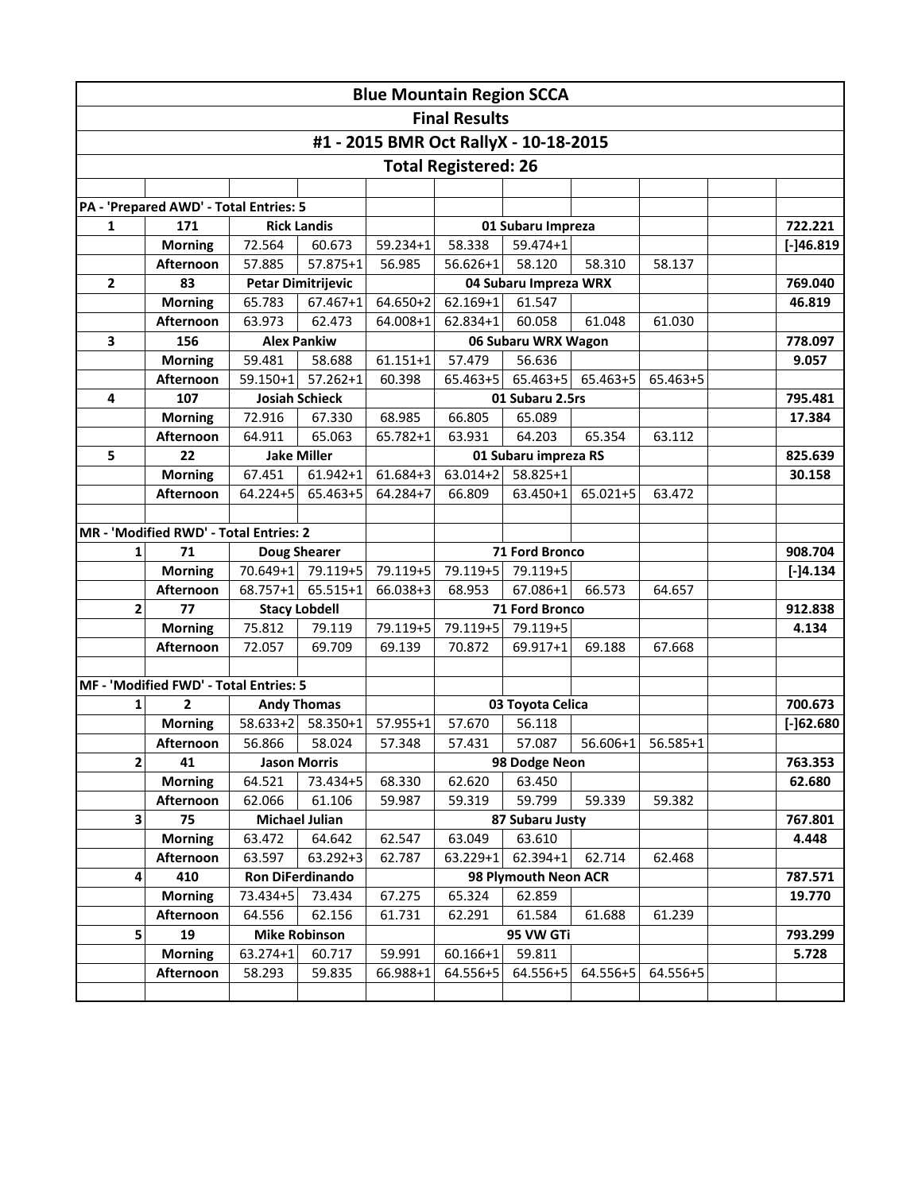# Blue Mountain Region SCCA

## Final Results

### #1 - 2015 BMR Oct RallyX - 10-18-2015

### Total Registered: 26

| | | | | | | | | | | |
|---|---|---|---|---|---|---|---|---|---|---|
| **PA - 'Prepared AWD' - Total Entries: 5** | | | | | | | | | | |
| **1** | **171** | **Rick Landis** | | | **01 Subaru Impreza** | | | | | **722.221** |
| | **Morning** | 72.564 | 60.673 | 59.234+1 | 58.338 | 59.474+1 | | | | **[-]46.819** |
| | **Afternoon** | 57.885 | 57.875+1 | 56.985 | 56.626+1 | 58.120 | 58.310 | 58.137 | | |
| **2** | **83** | **Petar Dimitrijevic** | | | **04 Subaru Impreza WRX** | | | | | **769.040** |
| | **Morning** | 65.783 | 67.467+1 | 64.650+2 | 62.169+1 | 61.547 | | | | **46.819** |
| | **Afternoon** | 63.973 | 62.473 | 64.008+1 | 62.834+1 | 60.058 | 61.048 | 61.030 | | |
| **3** | **156** | **Alex Pankiw** | | | **06 Subaru WRX Wagon** | | | | | **778.097** |
| | **Morning** | 59.481 | 58.688 | 61.151+1 | 57.479 | 56.636 | | | | **9.057** |
| | **Afternoon** | 59.150+1 | 57.262+1 | 60.398 | 65.463+5 | 65.463+5 | 65.463+5 | 65.463+5 | | |
| **4** | **107** | **Josiah Schieck** | | | **01 Subaru 2.5rs** | | | | | **795.481** |
| | **Morning** | 72.916 | 67.330 | 68.985 | 66.805 | 65.089 | | | | **17.384** |
| | **Afternoon** | 64.911 | 65.063 | 65.782+1 | 63.931 | 64.203 | 65.354 | 63.112 | | |
| **5** | **22** | **Jake Miller** | | | **01 Subaru impreza RS** | | | | | **825.639** |
| | **Morning** | 67.451 | 61.942+1 | 61.684+3 | 63.014+2 | 58.825+1 | | | | **30.158** |
| | **Afternoon** | 64.224+5 | 65.463+5 | 64.284+7 | 66.809 | 63.450+1 | 65.021+5 | 63.472 | | |
| | | | | | | | | | | |
| **MR - 'Modified RWD' - Total Entries: 2** | | | | | | | | | | |
| **1** | **71** | **Doug Shearer** | | | **71 Ford Bronco** | | | | | **908.704** |
| | **Morning** | 70.649+1 | 79.119+5 | 79.119+5 | 79.119+5 | 79.119+5 | | | | **[-]4.134** |
| | **Afternoon** | 68.757+1 | 65.515+1 | 66.038+3 | 68.953 | 67.086+1 | 66.573 | 64.657 | | |
| **2** | **77** | **Stacy Lobdell** | | | **71 Ford Bronco** | | | | | **912.838** |
| | **Morning** | 75.812 | 79.119 | 79.119+5 | 79.119+5 | 79.119+5 | | | | **4.134** |
| | **Afternoon** | 72.057 | 69.709 | 69.139 | 70.872 | 69.917+1 | 69.188 | 67.668 | | |
| | | | | | | | | | | |
| **MF - 'Modified FWD' - Total Entries: 5** | | | | | | | | | | |
| **1** | **2** | **Andy Thomas** | | | **03 Toyota Celica** | | | | | **700.673** |
| | **Morning** | 58.633+2 | 58.350+1 | 57.955+1 | 57.670 | 56.118 | | | | **[-]62.680** |
| | **Afternoon** | 56.866 | 58.024 | 57.348 | 57.431 | 57.087 | 56.606+1 | 56.585+1 | | |
| **2** | **41** | **Jason Morris** | | | **98 Dodge Neon** | | | | | **763.353** |
| | **Morning** | 64.521 | 73.434+5 | 68.330 | 62.620 | 63.450 | | | | **62.680** |
| | **Afternoon** | 62.066 | 61.106 | 59.987 | 59.319 | 59.799 | 59.339 | 59.382 | | |
| **3** | **75** | **Michael Julian** | | | **87 Subaru Justy** | | | | | **767.801** |
| | **Morning** | 63.472 | 64.642 | 62.547 | 63.049 | 63.610 | | | | **4.448** |
| | **Afternoon** | 63.597 | 63.292+3 | 62.787 | 63.229+1 | 62.394+1 | 62.714 | 62.468 | | |
| **4** | **410** | **Ron DiFerdinando** | | | **98 Plymouth Neon ACR** | | | | | **787.571** |
| | **Morning** | 73.434+5 | 73.434 | 67.275 | 65.324 | 62.859 | | | | **19.770** |
| | **Afternoon** | 64.556 | 62.156 | 61.731 | 62.291 | 61.584 | 61.688 | 61.239 | | |
| **5** | **19** | **Mike Robinson** | | | **95 VW GTi** | | | | | **793.299** |
| | **Morning** | 63.274+1 | 60.717 | 59.991 | 60.166+1 | 59.811 | | | | **5.728** |
| | **Afternoon** | 58.293 | 59.835 | 66.988+1 | 64.556+5 | 64.556+5 | 64.556+5 | 64.556+5 | | |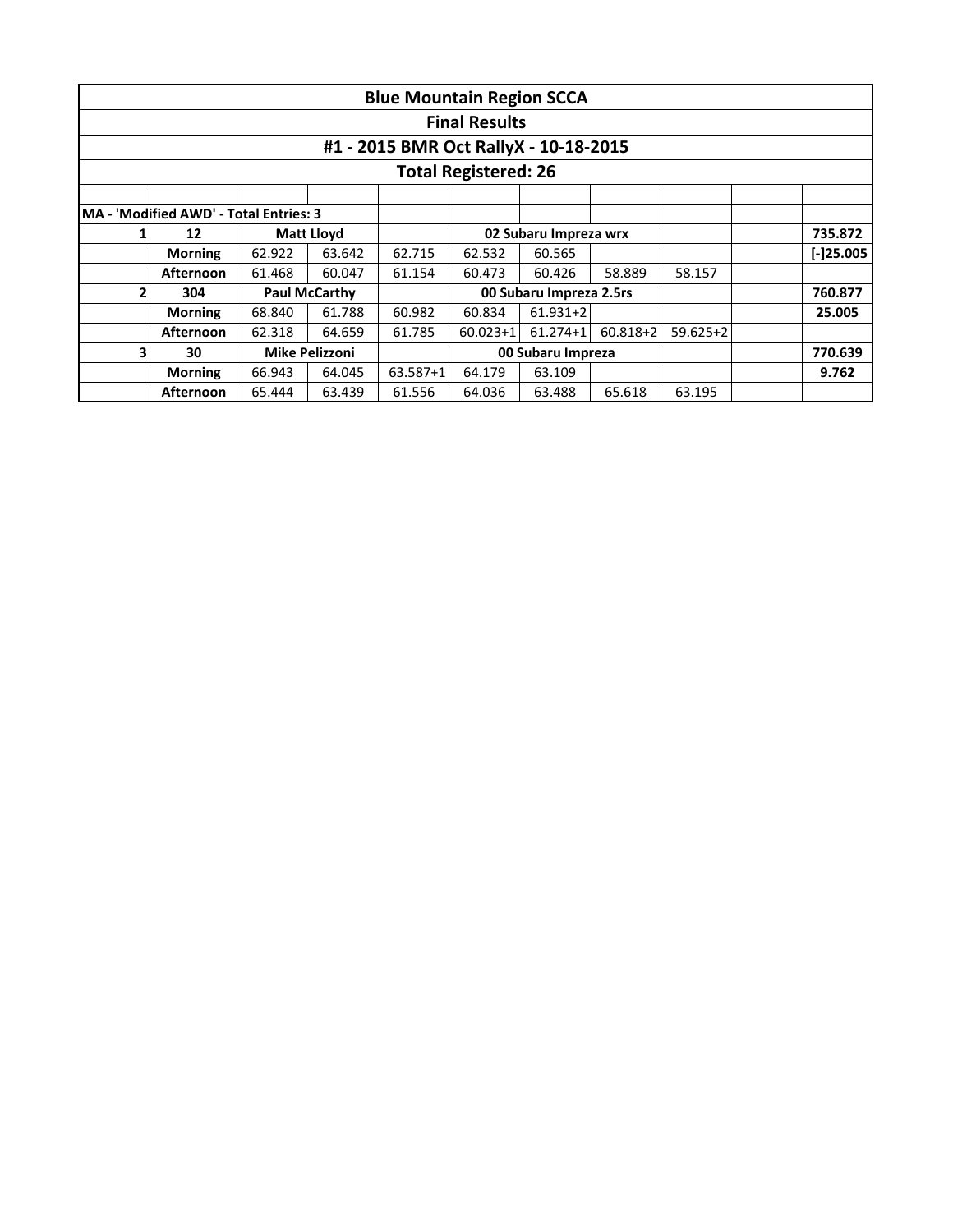| Blue Mountain Region SCCA | | | | | | | | | | |
|---|---|---|---|---|---|---|---|---|---|---|
| Final Results | | | | | | | | | | |
| #1 - 2015 BMR Oct RallyX - 10-18-2015 | | | | | | | | | | |
| Total Registered: 26 | | | | | | | | | | |
| | | | | | | | | | | |
| MA - 'Modified AWD' - Total Entries: 3 | | | | | | | | | | |
| 1 | 12 | Matt Lloyd | | | 02 Subaru Impreza wrx | | | | | 735.872 |
| | Morning | 62.922 | 63.642 | 62.715 | 62.532 | 60.565 | | | | [-]25.005 |
| | Afternoon | 61.468 | 60.047 | 61.154 | 60.473 | 60.426 | 58.889 | 58.157 | | |
| 2 | 304 | Paul McCarthy | | | 00 Subaru Impreza 2.5rs | | | | | 760.877 |
| | Morning | 68.840 | 61.788 | 60.982 | 60.834 | 61.931+2 | | | | 25.005 |
| | Afternoon | 62.318 | 64.659 | 61.785 | 60.023+1 | 61.274+1 | 60.818+2 | 59.625+2 | | |
| 3 | 30 | Mike Pelizzoni | | | 00 Subaru Impreza | | | | | 770.639 |
| | Morning | 66.943 | 64.045 | 63.587+1 | 64.179 | 63.109 | | | | 9.762 |
| | Afternoon | 65.444 | 63.439 | 61.556 | 64.036 | 63.488 | 65.618 | 63.195 | | |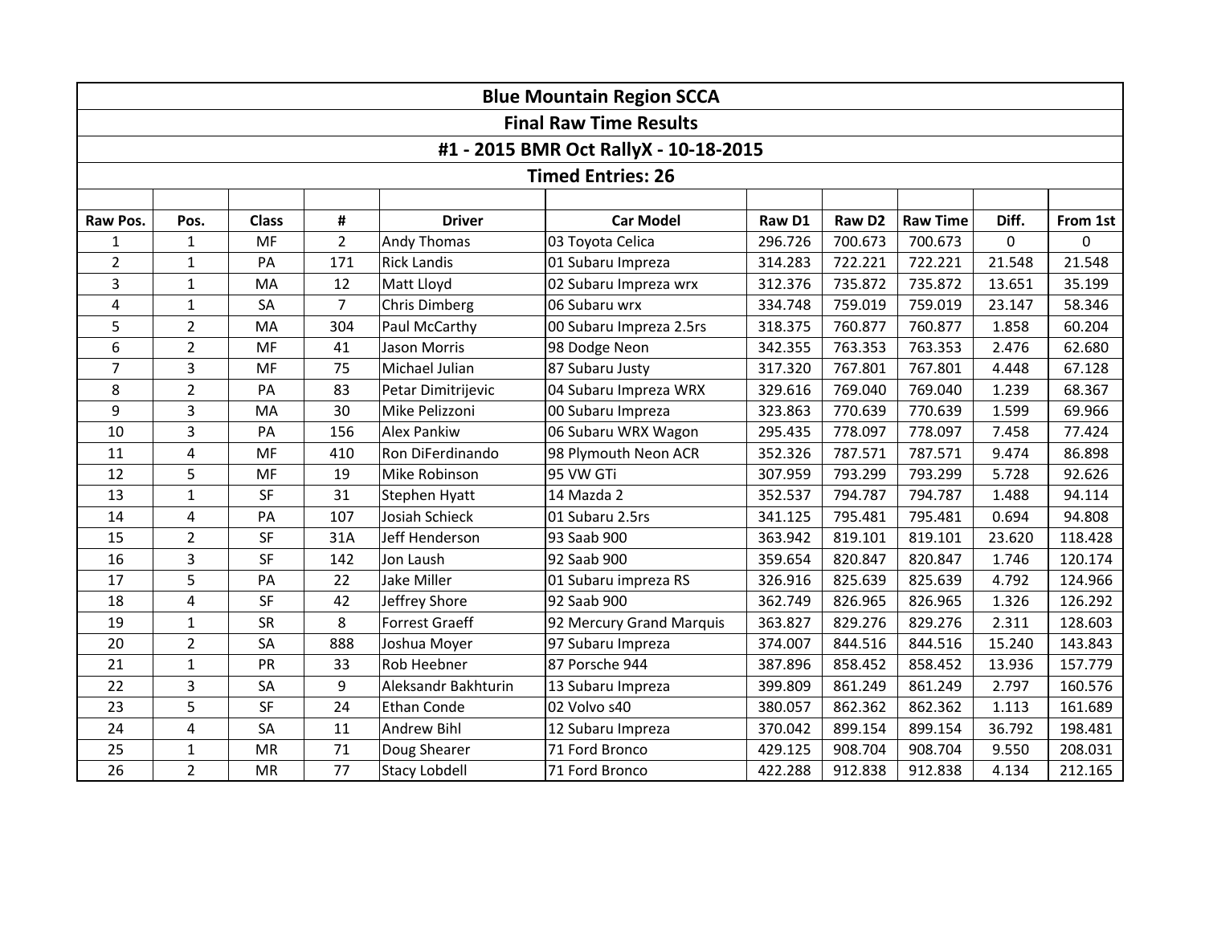# Blue Mountain Region SCCA

## Final Raw Time Results

### #1 - 2015 BMR Oct RallyX - 10-18-2015

### Timed Entries: 26

| Raw Pos. | Pos. | Class | # | Driver | Car Model | Raw D1 | Raw D2 | Raw Time | Diff. | From 1st |
|---|---|---|---|---|---|---|---|---|---|---|
| 1 | 1 | MF | 2 | Andy Thomas | 03 Toyota Celica | 296.726 | 700.673 | 700.673 | 0 | 0 |
| 2 | 1 | PA | 171 | Rick Landis | 01 Subaru Impreza | 314.283 | 722.221 | 722.221 | 21.548 | 21.548 |
| 3 | 1 | MA | 12 | Matt Lloyd | 02 Subaru Impreza wrx | 312.376 | 735.872 | 735.872 | 13.651 | 35.199 |
| 4 | 1 | SA | 7 | Chris Dimberg | 06 Subaru wrx | 334.748 | 759.019 | 759.019 | 23.147 | 58.346 |
| 5 | 2 | MA | 304 | Paul McCarthy | 00 Subaru Impreza 2.5rs | 318.375 | 760.877 | 760.877 | 1.858 | 60.204 |
| 6 | 2 | MF | 41 | Jason Morris | 98 Dodge Neon | 342.355 | 763.353 | 763.353 | 2.476 | 62.680 |
| 7 | 3 | MF | 75 | Michael Julian | 87 Subaru Justy | 317.320 | 767.801 | 767.801 | 4.448 | 67.128 |
| 8 | 2 | PA | 83 | Petar Dimitrijevic | 04 Subaru Impreza WRX | 329.616 | 769.040 | 769.040 | 1.239 | 68.367 |
| 9 | 3 | MA | 30 | Mike Pelizzoni | 00 Subaru Impreza | 323.863 | 770.639 | 770.639 | 1.599 | 69.966 |
| 10 | 3 | PA | 156 | Alex Pankiw | 06 Subaru WRX Wagon | 295.435 | 778.097 | 778.097 | 7.458 | 77.424 |
| 11 | 4 | MF | 410 | Ron DiFerdinando | 98 Plymouth Neon ACR | 352.326 | 787.571 | 787.571 | 9.474 | 86.898 |
| 12 | 5 | MF | 19 | Mike Robinson | 95 VW GTi | 307.959 | 793.299 | 793.299 | 5.728 | 92.626 |
| 13 | 1 | SF | 31 | Stephen Hyatt | 14 Mazda 2 | 352.537 | 794.787 | 794.787 | 1.488 | 94.114 |
| 14 | 4 | PA | 107 | Josiah Schieck | 01 Subaru 2.5rs | 341.125 | 795.481 | 795.481 | 0.694 | 94.808 |
| 15 | 2 | SF | 31A | Jeff Henderson | 93 Saab 900 | 363.942 | 819.101 | 819.101 | 23.620 | 118.428 |
| 16 | 3 | SF | 142 | Jon Laush | 92 Saab 900 | 359.654 | 820.847 | 820.847 | 1.746 | 120.174 |
| 17 | 5 | PA | 22 | Jake Miller | 01 Subaru impreza RS | 326.916 | 825.639 | 825.639 | 4.792 | 124.966 |
| 18 | 4 | SF | 42 | Jeffrey Shore | 92 Saab 900 | 362.749 | 826.965 | 826.965 | 1.326 | 126.292 |
| 19 | 1 | SR | 8 | Forrest Graeff | 92 Mercury Grand Marquis | 363.827 | 829.276 | 829.276 | 2.311 | 128.603 |
| 20 | 2 | SA | 888 | Joshua Moyer | 97 Subaru Impreza | 374.007 | 844.516 | 844.516 | 15.240 | 143.843 |
| 21 | 1 | PR | 33 | Rob Heebner | 87 Porsche 944 | 387.896 | 858.452 | 858.452 | 13.936 | 157.779 |
| 22 | 3 | SA | 9 | Aleksandr Bakhturin | 13 Subaru Impreza | 399.809 | 861.249 | 861.249 | 2.797 | 160.576 |
| 23 | 5 | SF | 24 | Ethan Conde | 02 Volvo s40 | 380.057 | 862.362 | 862.362 | 1.113 | 161.689 |
| 24 | 4 | SA | 11 | Andrew Bihl | 12 Subaru Impreza | 370.042 | 899.154 | 899.154 | 36.792 | 198.481 |
| 25 | 1 | MR | 71 | Doug Shearer | 71 Ford Bronco | 429.125 | 908.704 | 908.704 | 9.550 | 208.031 |
| 26 | 2 | MR | 77 | Stacy Lobdell | 71 Ford Bronco | 422.288 | 912.838 | 912.838 | 4.134 | 212.165 |